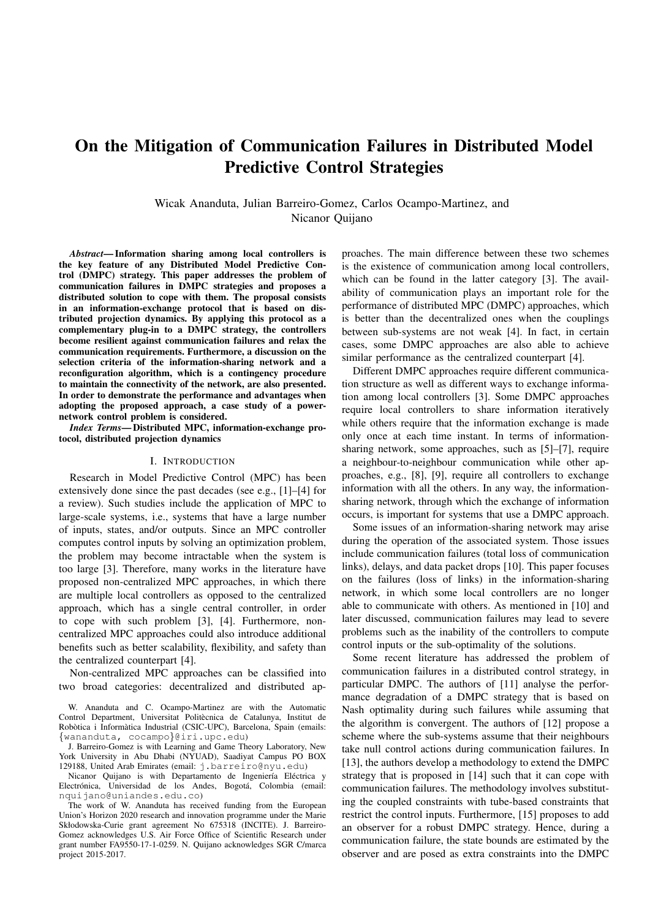# On the Mitigation of Communication Failures in Distributed Model Predictive Control Strategies

Wicak Ananduta, Julian Barreiro-Gomez, Carlos Ocampo-Martinez, and Nicanor Quijano

***Abstract*— Information sharing among local controllers is the key feature of any Distributed Model Predictive Control (DMPC) strategy. This paper addresses the problem of communication failures in DMPC strategies and proposes a distributed solution to cope with them. The proposal consists in an information-exchange protocol that is based on distributed projection dynamics. By applying this protocol as a complementary plug-in to a DMPC strategy, the controllers become resilient against communication failures and relax the communication requirements. Furthermore, a discussion on the selection criteria of the information-sharing network and a reconfiguration algorithm, which is a contingency procedure to maintain the connectivity of the network, are also presented. In order to demonstrate the performance and advantages when adopting the proposed approach, a case study of a power-network control problem is considered.**

***Index Terms*— Distributed MPC, information-exchange protocol, distributed projection dynamics**

## I. Introduction

Research in Model Predictive Control (MPC) has been extensively done since the past decades (see e.g., [1]–[4] for a review). Such studies include the application of MPC to large-scale systems, i.e., systems that have a large number of inputs, states, and/or outputs. Since an MPC controller computes control inputs by solving an optimization problem, the problem may become intractable when the system is too large [3]. Therefore, many works in the literature have proposed non-centralized MPC approaches, in which there are multiple local controllers as opposed to the centralized approach, which has a single central controller, in order to cope with such problem [3], [4]. Furthermore, non-centralized MPC approaches could also introduce additional benefits such as better scalability, flexibility, and safety than the centralized counterpart [4].

Non-centralized MPC approaches can be classified into two broad categories: decentralized and distributed approaches. The main difference between these two schemes is the existence of communication among local controllers, which can be found in the latter category [3]. The availability of communication plays an important role for the performance of distributed MPC (DMPC) approaches, which is better than the decentralized ones when the couplings between sub-systems are not weak [4]. In fact, in certain cases, some DMPC approaches are also able to achieve similar performance as the centralized counterpart [4].

Different DMPC approaches require different communication structure as well as different ways to exchange information among local controllers [3]. Some DMPC approaches require local controllers to share information iteratively while others require that the information exchange is made only once at each time instant. In terms of information-sharing network, some approaches, such as [5]–[7], require a neighbour-to-neighbour communication while other approaches, e.g., [8], [9], require all controllers to exchange information with all the others. In any way, the information-sharing network, through which the exchange of information occurs, is important for systems that use a DMPC approach.

Some issues of an information-sharing network may arise during the operation of the associated system. Those issues include communication failures (total loss of communication links), delays, and data packet drops [10]. This paper focuses on the failures (loss of links) in the information-sharing network, in which some local controllers are no longer able to communicate with others. As mentioned in [10] and later discussed, communication failures may lead to severe problems such as the inability of the controllers to compute control inputs or the sub-optimality of the solutions.

Some recent literature has addressed the problem of communication failures in a distributed control strategy, in particular DMPC. The authors of [11] analyse the performance degradation of a DMPC strategy that is based on Nash optimality during such failures while assuming that the algorithm is convergent. The authors of [12] propose a scheme where the sub-systems assume that their neighbours take null control actions during communication failures. In [13], the authors develop a methodology to extend the DMPC strategy that is proposed in [14] such that it can cope with communication failures. The methodology involves substituting the coupled constraints with tube-based constraints that restrict the control inputs. Furthermore, [15] proposes to add an observer for a robust DMPC strategy. Hence, during a communication failure, the state bounds are estimated by the observer and are posed as extra constraints into the DMPC

W. Ananduta and C. Ocampo-Martinez are with the Automatic Control Department, Universitat Politècnica de Catalunya, Institut de Robòtica i Informàtica Industrial (CSIC-UPC), Barcelona, Spain (emails: {wananduta, cocampo}@iri.upc.edu)

J. Barreiro-Gomez is with Learning and Game Theory Laboratory, New York University in Abu Dhabi (NYUAD), Saadiyat Campus PO BOX 129188, United Arab Emirates (email: j.barreiro@nyu.edu)

Nicanor Quijano is with Departamento de Ingeniería Eléctrica y Electrónica, Universidad de los Andes, Bogotá, Colombia (email: nquijano@uniandes.edu.co)

The work of W. Ananduta has received funding from the European Union's Horizon 2020 research and innovation programme under the Marie Skłodowska-Curie grant agreement No 675318 (INCITE). J. Barreiro-Gomez acknowledges U.S. Air Force Office of Scientific Research under grant number FA9550-17-1-0259. N. Quijano acknowledges SGR C/marca project 2015-2017.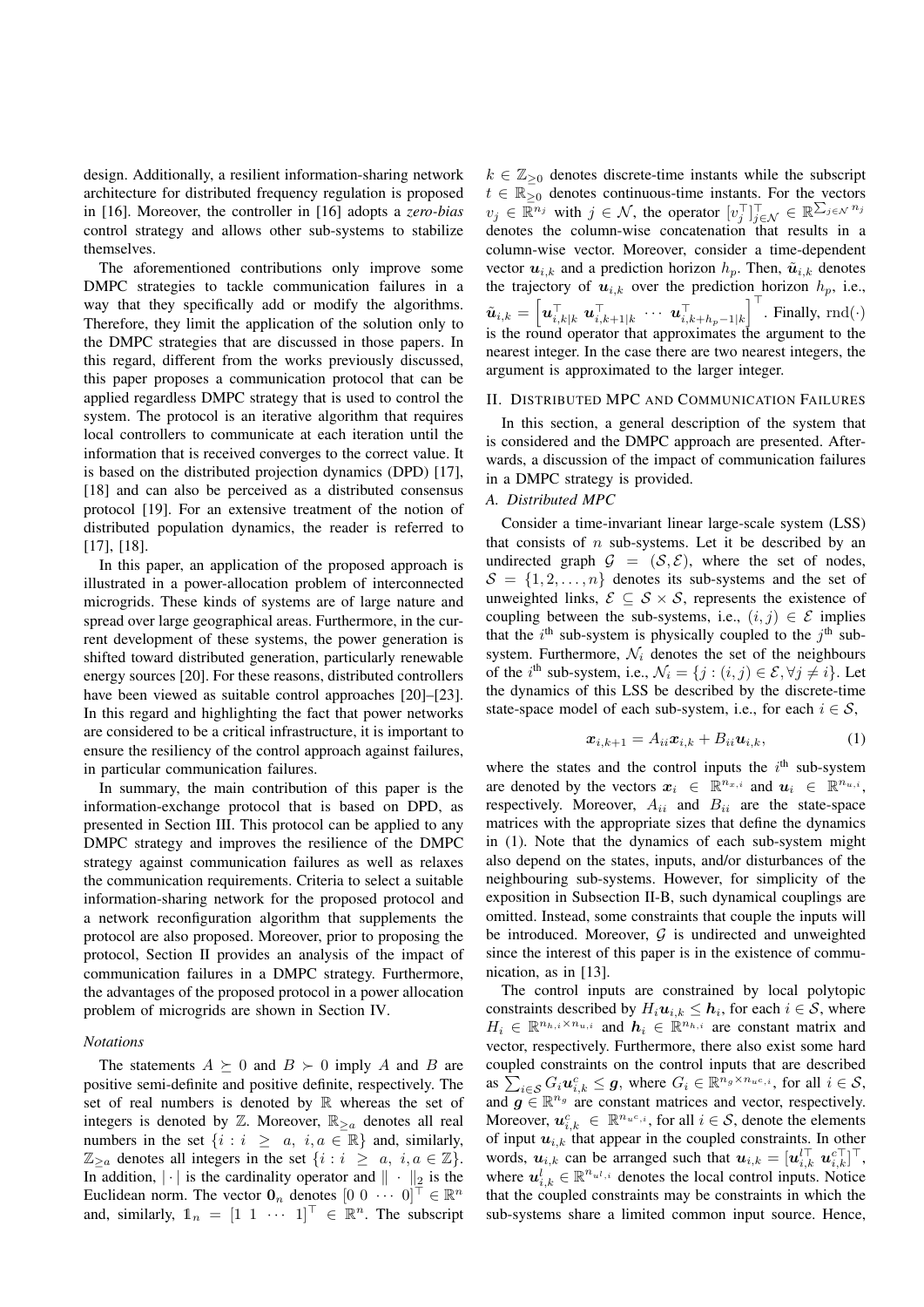design. Additionally, a resilient information-sharing network architecture for distributed frequency regulation is proposed in [16]. Moreover, the controller in [16] adopts a *zero-bias* control strategy and allows other sub-systems to stabilize themselves.

The aforementioned contributions only improve some DMPC strategies to tackle communication failures in a way that they specifically add or modify the algorithms. Therefore, they limit the application of the solution only to the DMPC strategies that are discussed in those papers. In this regard, different from the works previously discussed, this paper proposes a communication protocol that can be applied regardless DMPC strategy that is used to control the system. The protocol is an iterative algorithm that requires local controllers to communicate at each iteration until the information that is received converges to the correct value. It is based on the distributed projection dynamics (DPD) [17], [18] and can also be perceived as a distributed consensus protocol [19]. For an extensive treatment of the notion of distributed population dynamics, the reader is referred to [17], [18].

In this paper, an application of the proposed approach is illustrated in a power-allocation problem of interconnected microgrids. These kinds of systems are of large nature and spread over large geographical areas. Furthermore, in the current development of these systems, the power generation is shifted toward distributed generation, particularly renewable energy sources [20]. For these reasons, distributed controllers have been viewed as suitable control approaches [20]–[23]. In this regard and highlighting the fact that power networks are considered to be a critical infrastructure, it is important to ensure the resiliency of the control approach against failures, in particular communication failures.

In summary, the main contribution of this paper is the information-exchange protocol that is based on DPD, as presented in Section III. This protocol can be applied to any DMPC strategy and improves the resilience of the DMPC strategy against communication failures as well as relaxes the communication requirements. Criteria to select a suitable information-sharing network for the proposed protocol and a network reconfiguration algorithm that supplements the protocol are also proposed. Moreover, prior to proposing the protocol, Section II provides an analysis of the impact of communication failures in a DMPC strategy. Furthermore, the advantages of the proposed protocol in a power allocation problem of microgrids are shown in Section IV.

### *Notations*

The statements $A \succeq 0$ and $B \succ 0$ imply $A$ and $B$ are positive semi-definite and positive definite, respectively. The set of real numbers is denoted by $\mathbb{R}$ whereas the set of integers is denoted by $\mathbb{Z}$. Moreover, $\mathbb{R}_{\geq a}$ denotes all real numbers in the set $\{i : i \geq a, \ i, a \in \mathbb{R}\}$ and, similarly, $\mathbb{Z}_{\geq a}$ denotes all integers in the set $\{i : i \geq a, \ i, a \in \mathbb{Z}\}$. In addition, $|\cdot|$ is the cardinality operator and $\|\cdot\|_2$ is the Euclidean norm. The vector $\mathbf{0}_n$ denotes $[0 \ 0 \ \cdots \ 0]^\top \in \mathbb{R}^n$ and, similarly, $\mathbb{1}_n = [1 \ 1 \ \cdots \ 1]^\top \in \mathbb{R}^n$. The subscript $k \in \mathbb{Z}_{\geq 0}$ denotes discrete-time instants while the subscript $t \in \mathbb{R}_{\geq 0}$ denotes continuous-time instants. For the vectors $v_j \in \mathbb{R}^{n_j}$ with $j \in \mathcal{N}$, the operator $[v_j^\top]_{j\in\mathcal{N}}^\top \in \mathbb{R}^{\sum_{j\in\mathcal{N}} n_j}$ denotes the column-wise concatenation that results in a column-wise vector. Moreover, consider a time-dependent vector $\boldsymbol{u}_{i,k}$ and a prediction horizon $h_p$. Then, $\tilde{\boldsymbol{u}}_{i,k}$ denotes the trajectory of $\boldsymbol{u}_{i,k}$ over the prediction horizon $h_p$, i.e., $\tilde{\boldsymbol{u}}_{i,k} = \begin{bmatrix}\boldsymbol{u}_{i,k|k}^\top & \boldsymbol{u}_{i,k+1|k}^\top & \cdots & \boldsymbol{u}_{i,k+h_p-1|k}^\top\end{bmatrix}^\top$. Finally, $\mathrm{rnd}(\cdot)$ is the round operator that approximates the argument to the nearest integer. In the case there are two nearest integers, the argument is approximated to the larger integer.

## II. Distributed MPC and Communication Failures

In this section, a general description of the system that is considered and the DMPC approach are presented. Afterwards, a discussion of the impact of communication failures in a DMPC strategy is provided.

### *A. Distributed MPC*

Consider a time-invariant linear large-scale system (LSS) that consists of $n$ sub-systems. Let it be described by an undirected graph $\mathcal{G} = (\mathcal{S}, \mathcal{E})$, where the set of nodes, $\mathcal{S} = \{1, 2, \ldots, n\}$ denotes its sub-systems and the set of unweighted links, $\mathcal{E} \subseteq \mathcal{S} \times \mathcal{S}$, represents the existence of coupling between the sub-systems, i.e., $(i, j) \in \mathcal{E}$ implies that the $i^{\text{th}}$ sub-system is physically coupled to the $j^{\text{th}}$ sub-system. Furthermore, $\mathcal{N}_i$ denotes the set of the neighbours of the $i^{\text{th}}$ sub-system, i.e., $\mathcal{N}_i = \{j : (i,j) \in \mathcal{E}, \forall j \neq i\}$. Let the dynamics of this LSS be described by the discrete-time state-space model of each sub-system, i.e., for each $i \in \mathcal{S}$,

$$\boldsymbol{x}_{i,k+1} = A_{ii}\boldsymbol{x}_{i,k} + B_{ii}\boldsymbol{u}_{i,k}, \tag{1}$$

where the states and the control inputs the $i^{\text{th}}$ sub-system are denoted by the vectors $\boldsymbol{x}_i \in \mathbb{R}^{n_{x,i}}$ and $\boldsymbol{u}_i \in \mathbb{R}^{n_{u,i}}$, respectively. Moreover, $A_{ii}$ and $B_{ii}$ are the state-space matrices with the appropriate sizes that define the dynamics in (1). Note that the dynamics of each sub-system might also depend on the states, inputs, and/or disturbances of the neighbouring sub-systems. However, for simplicity of the exposition in Subsection II-B, such dynamical couplings are omitted. Instead, some constraints that couple the inputs will be introduced. Moreover, $\mathcal{G}$ is undirected and unweighted since the interest of this paper is in the existence of communication, as in [13].

The control inputs are constrained by local polytopic constraints described by $H_i\boldsymbol{u}_{i,k} \leq \boldsymbol{h}_i$, for each $i \in \mathcal{S}$, where $H_i \in \mathbb{R}^{n_{h,i} \times n_{u,i}}$ and $\boldsymbol{h}_i \in \mathbb{R}^{n_{h,i}}$ are constant matrix and vector, respectively. Furthermore, there also exist some hard coupled constraints on the control inputs that are described as $\sum_{i\in\mathcal{S}} G_i \boldsymbol{u}_{i,k}^c \leq \boldsymbol{g}$, where $G_i \in \mathbb{R}^{n_g \times n_{u^c,i}}$, for all $i \in \mathcal{S}$, and $\boldsymbol{g} \in \mathbb{R}^{n_g}$ are constant matrices and vector, respectively. Moreover, $\boldsymbol{u}_{i,k}^c \in \mathbb{R}^{n_{u^c,i}}$, for all $i \in \mathcal{S}$, denote the elements of input $\boldsymbol{u}_{i,k}$ that appear in the coupled constraints. In other words, $\boldsymbol{u}_{i,k}$ can be arranged such that $\boldsymbol{u}_{i,k} = [\boldsymbol{u}_{i,k}^{l\top} \ \boldsymbol{u}_{i,k}^{c\top}]^\top$, where $\boldsymbol{u}_{i,k}^l \in \mathbb{R}^{n_{u^l,i}}$ denotes the local control inputs. Notice that the coupled constraints may be constraints in which the sub-systems share a limited common input source. Hence,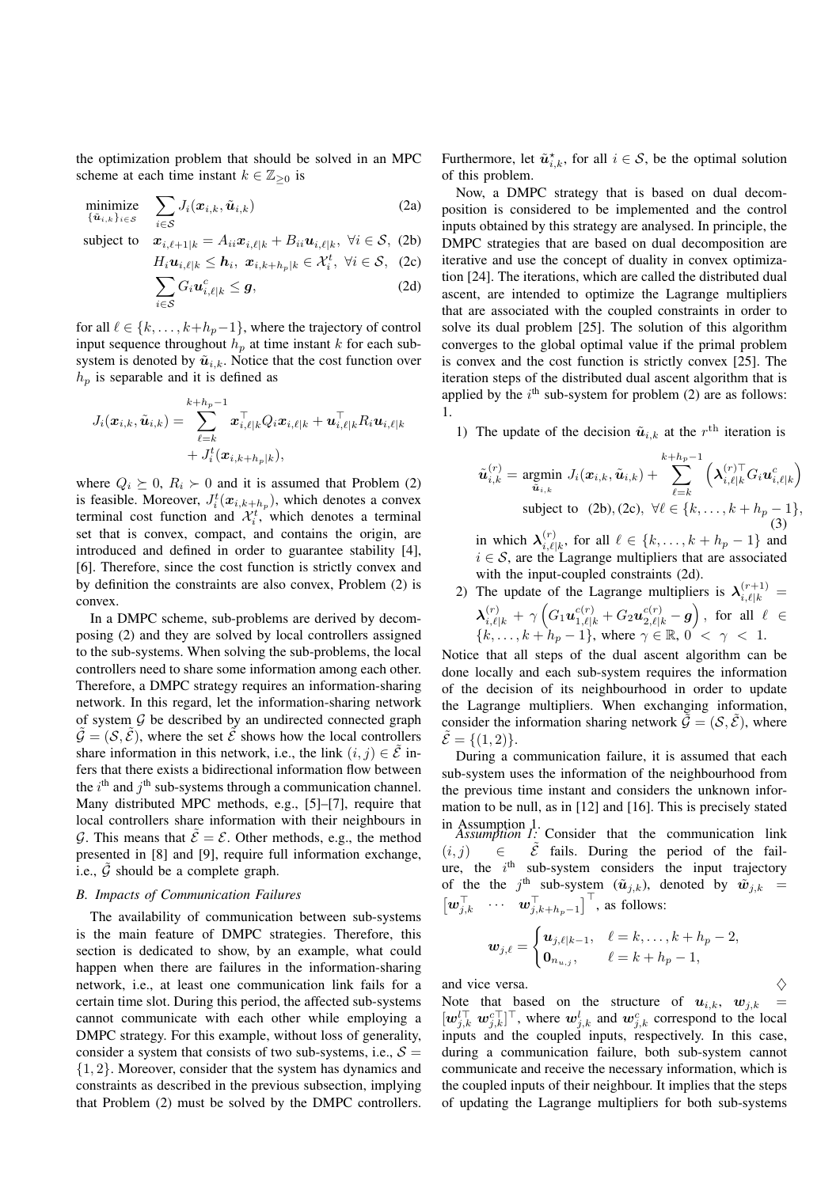the optimization problem that should be solved in an MPC scheme at each time instant $k \in \mathbb{Z}_{\geq 0}$ is

$$\begin{aligned}
\underset{\{\tilde{\boldsymbol{u}}_{i,k}\}_{i\in\mathcal{S}}}{\text{minimize}} \quad & \sum_{i\in\mathcal{S}} J_i(\boldsymbol{x}_{i,k}, \tilde{\boldsymbol{u}}_{i,k}) & \text{(2a)}\\
\text{subject to} \quad & \boldsymbol{x}_{i,\ell+1|k} = A_{ii}\boldsymbol{x}_{i,\ell|k} + B_{ii}\boldsymbol{u}_{i,\ell|k},\ \forall i \in \mathcal{S}, & \text{(2b)}\\
& H_i \boldsymbol{u}_{i,\ell|k} \leq \boldsymbol{h}_i,\ \boldsymbol{x}_{i,k+h_p|k} \in \mathcal{X}_i^t,\ \forall i \in \mathcal{S}, & \text{(2c)}\\
& \sum_{i\in\mathcal{S}} G_i \boldsymbol{u}^c_{i,\ell|k} \leq \boldsymbol{g}, & \text{(2d)}
\end{aligned}$$

for all $\ell \in \{k, \ldots, k+h_p-1\}$, where the trajectory of control input sequence throughout $h_p$ at time instant $k$ for each sub-system is denoted by $\tilde{\boldsymbol{u}}_{i,k}$. Notice that the cost function over $h_p$ is separable and it is defined as

$$J_i(\boldsymbol{x}_{i,k}, \tilde{\boldsymbol{u}}_{i,k}) = \sum_{\ell=k}^{k+h_p-1} \boldsymbol{x}_{i,\ell|k}^\top Q_i \boldsymbol{x}_{i,\ell|k} + \boldsymbol{u}_{i,\ell|k}^\top R_i \boldsymbol{u}_{i,\ell|k} + J_i^t(\boldsymbol{x}_{i,k+h_p|k}),$$

where $Q_i \succeq 0$, $R_i \succ 0$ and it is assumed that Problem (2) is feasible. Moreover, $J_i^t(\boldsymbol{x}_{i,k+h_p})$, which denotes a convex terminal cost function and $\mathcal{X}_i^t$, which denotes a terminal set that is convex, compact, and contains the origin, are introduced and defined in order to guarantee stability [4], [6]. Therefore, since the cost function is strictly convex and by definition the constraints are also convex, Problem (2) is convex.

In a DMPC scheme, sub-problems are derived by decomposing (2) and they are solved by local controllers assigned to the sub-systems. When solving the sub-problems, the local controllers need to share some information among each other. Therefore, a DMPC strategy requires an information-sharing network. In this regard, let the information-sharing network of system $\mathcal{G}$ be described by an undirected connected graph $\tilde{\mathcal{G}} = (\mathcal{S}, \tilde{\mathcal{E}})$, where the set $\tilde{\mathcal{E}}$ shows how the local controllers share information in this network, i.e., the link $(i,j) \in \tilde{\mathcal{E}}$ infers that there exists a bidirectional information flow between the $i^{\text{th}}$ and $j^{\text{th}}$ sub-systems through a communication channel. Many distributed MPC methods, e.g., [5]–[7], require that local controllers share information with their neighbours in $\mathcal{G}$. This means that $\tilde{\mathcal{E}} = \mathcal{E}$. Other methods, e.g., the method presented in [8] and [9], require full information exchange, i.e., $\tilde{\mathcal{G}}$ should be a complete graph.

### B. Impacts of Communication Failures

The availability of communication between sub-systems is the main feature of DMPC strategies. Therefore, this section is dedicated to show, by an example, what could happen when there are failures in the information-sharing network, i.e., at least one communication link fails for a certain time slot. During this period, the affected sub-systems cannot communicate with each other while employing a DMPC strategy. For this example, without loss of generality, consider a system that consists of two sub-systems, i.e., $\mathcal{S} = \{1,2\}$. Moreover, consider that the system has dynamics and constraints as described in the previous subsection, implying that Problem (2) must be solved by the DMPC controllers. Furthermore, let $\tilde{\boldsymbol{u}}^\star_{i,k}$, for all $i \in \mathcal{S}$, be the optimal solution of this problem.

Now, a DMPC strategy that is based on dual decomposition is considered to be implemented and the control inputs obtained by this strategy are analysed. In principle, the DMPC strategies that are based on dual decomposition are iterative and use the concept of duality in convex optimization [24]. The iterations, which are called the distributed dual ascent, are intended to optimize the Lagrange multipliers that are associated with the coupled constraints in order to solve its dual problem [25]. The solution of this algorithm converges to the global optimal value if the primal problem is convex and the cost function is strictly convex [25]. The iteration steps of the distributed dual ascent algorithm that is applied by the $i^{\text{th}}$ sub-system for problem (2) are as follows: 1.

1) The update of the decision $\tilde{\boldsymbol{u}}_{i,k}$ at the $r^{\text{th}}$ iteration is

$$\begin{aligned}
\tilde{\boldsymbol{u}}^{(r)}_{i,k} = \underset{\tilde{\boldsymbol{u}}_{i,k}}{\text{argmin}}\ & J_i(\boldsymbol{x}_{i,k}, \tilde{\boldsymbol{u}}_{i,k}) + \sum_{\ell=k}^{k+h_p-1} \left( \boldsymbol{\lambda}^{(r)\top}_{i,\ell|k} G_i \boldsymbol{u}^c_{i,\ell|k} \right)\\
\text{subject to}\ & \text{(2b), (2c)},\ \forall \ell \in \{k, \ldots, k+h_p-1\},
\end{aligned} \tag{3}$$

in which $\boldsymbol{\lambda}^{(r)}_{i,\ell|k}$, for all $\ell \in \{k, \ldots, k+h_p-1\}$ and $i \in \mathcal{S}$, are the Lagrange multipliers that are associated with the input-coupled constraints (2d).

2) The update of the Lagrange multipliers is $\boldsymbol{\lambda}^{(r+1)}_{i,\ell|k} = \boldsymbol{\lambda}^{(r)}_{i,\ell|k} + \gamma \left( G_1 \boldsymbol{u}^{c(r)}_{1,\ell|k} + G_2 \boldsymbol{u}^{c(r)}_{2,\ell|k} - \boldsymbol{g} \right)$, for all $\ell \in \{k, \ldots, k+h_p-1\}$, where $\gamma \in \mathbb{R}$, $0 < \gamma < 1$.

Notice that all steps of the dual ascent algorithm can be done locally and each sub-system requires the information of the decision of its neighbourhood in order to update the Lagrange multipliers. When exchanging information, consider the information sharing network $\tilde{\mathcal{G}} = (\mathcal{S}, \tilde{\mathcal{E}})$, where $\tilde{\mathcal{E}} = \{(1,2)\}$.

During a communication failure, it is assumed that each sub-system uses the information of the neighbourhood from the previous time instant and considers the unknown information to be null, as in [12] and [16]. This is precisely stated in Assumption 1.

*Assumption 1:* Consider that the communication link $(i,j) \in \tilde{\mathcal{E}}$ fails. During the period of the failure, the $i^{\text{th}}$ sub-system considers the input trajectory of the the $j^{\text{th}}$ sub-system ($\tilde{\boldsymbol{u}}_{j,k}$), denoted by $\tilde{\boldsymbol{w}}_{j,k} = \begin{bmatrix} \boldsymbol{w}_{j,k}^\top & \cdots & \boldsymbol{w}_{j,k+h_p-1}^\top \end{bmatrix}^\top$, as follows:

$$\boldsymbol{w}_{j,\ell} = \begin{cases} \boldsymbol{u}_{j,\ell|k-1}, & \ell = k, \ldots, k+h_p-2, \\ \boldsymbol{0}_{n_{u,j}}, & \ell = k+h_p-1, \end{cases}$$

and vice versa. $\diamondsuit$

Note that based on the structure of $\boldsymbol{u}_{i,k}$, $\boldsymbol{w}_{j,k} = [\boldsymbol{w}^{l\top}_{j,k}\ \boldsymbol{w}^{c\top}_{j,k}]^\top$, where $\boldsymbol{w}^l_{j,k}$ and $\boldsymbol{w}^c_{j,k}$ correspond to the local inputs and the coupled inputs, respectively. In this case, during a communication failure, both sub-system cannot communicate and receive the necessary information, which is the coupled inputs of their neighbour. It implies that the steps of updating the Lagrange multipliers for both sub-systems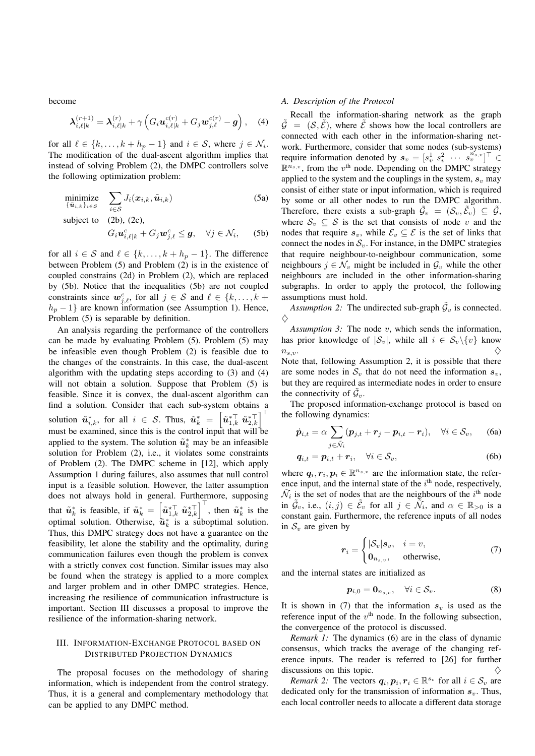become

$$
\boldsymbol{\lambda}_{i,\ell|k}^{(r+1)} = \boldsymbol{\lambda}_{i,\ell|k}^{(r)} + \gamma\left(G_i \boldsymbol{u}_{i,\ell|k}^{c(r)} + G_j \boldsymbol{w}_{j,\ell}^{c(r)} - \boldsymbol{g}\right), \quad (4)
$$

for all $\ell \in \{k, \dots, k+h_p-1\}$ and $i \in \mathcal{S}$, where $j \in \mathcal{N}_i$. The modification of the dual-ascent algorithm implies that instead of solving Problem (2), the DMPC controllers solve the following optimization problem:

$$
\begin{aligned}
\underset{\{\tilde{\boldsymbol{u}}_{i,k}\}_{i\in\mathcal{S}}}{\text{minimize}} \quad & \sum_{i\in\mathcal{S}} J_i(\boldsymbol{x}_{i,k}, \tilde{\boldsymbol{u}}_{i,k}) && \text{(5a)} \\
\text{subject to} \quad & \text{(2b), (2c),} \\
& G_i \boldsymbol{u}_{i,\ell|k}^{c} + G_j \boldsymbol{w}_{j,\ell}^{c} \le \boldsymbol{g}, \quad \forall j \in \mathcal{N}_i, && \text{(5b)}
\end{aligned}
$$

for all $i \in \mathcal{S}$ and $\ell \in \{k, \dots, k+h_p-1\}$. The difference between Problem (5) and Problem (2) is in the existence of coupled constrains (2d) in Problem (2), which are replaced by (5b). Notice that the inequalities (5b) are not coupled constraints since $\boldsymbol{w}_{j,\ell}^{c}$, for all $j \in \mathcal{S}$ and $\ell \in \{k, \dots, k+h_p-1\}$ are known information (see Assumption 1). Hence, Problem (5) is separable by definition.

An analysis regarding the performance of the controllers can be made by evaluating Problem (5). Problem (5) may be infeasible even though Problem (2) is feasible due to the changes of the constraints. In this case, the dual-ascent algorithm with the updating steps according to (3) and (4) will not obtain a solution. Suppose that Problem (5) is feasible. Since it is convex, the dual-ascent algorithm can find a solution. Consider that each sub-system obtains a solution $\tilde{\boldsymbol{u}}_{i,k}^*$, for all $i \in \mathcal{S}$. Thus, $\tilde{\boldsymbol{u}}_k^* = \left[\tilde{\boldsymbol{u}}_{1,k}^{*\top} \; \tilde{\boldsymbol{u}}_{2,k}^{*\top}\right]^\top$ must be examined, since this is the control input that will be applied to the system. The solution $\tilde{\boldsymbol{u}}_k^*$ may be an infeasible solution for Problem (2), i.e., it violates some constraints of Problem (2). The DMPC scheme in [12], which apply Assumption 1 during failures, also assumes that null control input is a feasible solution. However, the latter assumption does not always hold in general. Furthermore, supposing that $\tilde{\boldsymbol{u}}_k^*$ is feasible, if $\tilde{\boldsymbol{u}}_k^* = \left[\tilde{\boldsymbol{u}}_{1,k}^{\star\top} \; \tilde{\boldsymbol{u}}_{2,k}^{\star\top}\right]^\top$, then $\tilde{\boldsymbol{u}}_k^*$ is the optimal solution. Otherwise, $\tilde{\boldsymbol{u}}_k^*$ is a suboptimal solution. Thus, this DMPC strategy does not have a guarantee on the feasibility, let alone the stability and the optimality, during communication failures even though the problem is convex with a strictly convex cost function. Similar issues may also be found when the strategy is applied to a more complex and larger problem and in other DMPC strategies. Hence, increasing the resilience of communication infrastructure is important. Section III discusses a proposal to improve the resilience of the information-sharing network.

## III. Information-Exchange Protocol based on Distributed Projection Dynamics

The proposal focuses on the methodology of sharing information, which is independent from the control strategy. Thus, it is a general and complementary methodology that can be applied to any DMPC method.

### A. Description of the Protocol

Recall the information-sharing network as the graph $\tilde{\mathcal{G}} = (\mathcal{S}, \tilde{\mathcal{E}})$, where $\tilde{\mathcal{E}}$ shows how the local controllers are connected with each other in the information-sharing network. Furthermore, consider that some nodes (sub-systems) require information denoted by $\boldsymbol{s}_v = [s_v^1 \; s_v^2 \; \cdots \; s_v^{n_{s,v}}]^\top \in \mathbb{R}^{n_{s,v}}$, from the $v^{\text{th}}$ node. Depending on the DMPC strategy applied to the system and the couplings in the system, $\boldsymbol{s}_v$ may consist of either state or input information, which is required by some or all other nodes to run the DMPC algorithm. Therefore, there exists a sub-graph $\tilde{\mathcal{G}}_v = (\mathcal{S}_v, \tilde{\mathcal{E}}_v) \subseteq \tilde{\mathcal{G}}$, where $\mathcal{S}_v \subseteq \mathcal{S}$ is the set that consists of node $v$ and the nodes that require $\boldsymbol{s}_v$, while $\mathcal{E}_v \subseteq \mathcal{E}$ is the set of links that connect the nodes in $\mathcal{S}_v$. For instance, in the DMPC strategies that require neighbour-to-neighbour communication, some neighbours $j \in \mathcal{N}_v$ might be included in $\mathcal{G}_v$ while the other neighbours are included in the other information-sharing subgraphs. In order to apply the protocol, the following assumptions must hold.

*Assumption 2:* The undirected sub-graph $\tilde{\mathcal{G}}_v$ is connected. ♢

*Assumption 3:* The node $v$, which sends the information, has prior knowledge of $|\mathcal{S}_v|$, while all $i \in \mathcal{S}_v \backslash \{v\}$ know $n_{s,v}$. ♢

Note that, following Assumption 2, it is possible that there are some nodes in $\mathcal{S}_v$ that do not need the information $\boldsymbol{s}_v$, but they are required as intermediate nodes in order to ensure the connectivity of $\tilde{\mathcal{G}}_v$.

The proposed information-exchange protocol is based on the following dynamics:

$$
\dot{\boldsymbol{p}}_{i,t} = \alpha \sum_{j\in\tilde{\mathcal{N}}_i} (\boldsymbol{p}_{j,t} + \boldsymbol{r}_j - \boldsymbol{p}_{i,t} - \boldsymbol{r}_i), \quad \forall i \in \mathcal{S}_v, \quad (6a)
$$

$$
\boldsymbol{q}_{i,t} = \boldsymbol{p}_{i,t} + \boldsymbol{r}_i, \quad \forall i \in \mathcal{S}_v, \quad (6b)
$$

where $\boldsymbol{q}_i, \boldsymbol{r}_i, \boldsymbol{p}_i \in \mathbb{R}^{n_{s,v}}$ are the information state, the reference input, and the internal state of the $i^{\text{th}}$ node, respectively, $\tilde{\mathcal{N}}_i$ is the set of nodes that are the neighbours of the $i^{\text{th}}$ node in $\tilde{\mathcal{G}}_v$, i.e., $(i,j) \in \tilde{\mathcal{E}}_v$ for all $j \in \tilde{\mathcal{N}}_i$, and $\alpha \in \mathbb{R}_{>0}$ is a constant gain. Furthermore, the reference inputs of all nodes in $\mathcal{S}_v$ are given by

$$
\boldsymbol{r}_i = \begin{cases} |\mathcal{S}_v| \boldsymbol{s}_v, & i = v, \\ \boldsymbol{0}_{n_{s,v}}, & \text{otherwise,} \end{cases} \quad (7)
$$

and the internal states are initialized as

$$
\boldsymbol{p}_{i,0} = \boldsymbol{0}_{n_{s,v}}, \quad \forall i \in \mathcal{S}_v. \quad (8)
$$

It is shown in (7) that the information $\boldsymbol{s}_v$ is used as the reference input of the $v^{\text{th}}$ node. In the following subsection, the convergence of the protocol is discussed.

*Remark 1:* The dynamics (6) are in the class of dynamic consensus, which tracks the average of the changing reference inputs. The reader is referred to [26] for further discussions on this topic. ♢

*Remark 2:* The vectors $\boldsymbol{q}_i, \boldsymbol{p}_i, \boldsymbol{r}_i \in \mathbb{R}^{s_v}$ for all $i \in \mathcal{S}_v$ are dedicated only for the transmission of information $\boldsymbol{s}_v$. Thus, each local controller needs to allocate a different data storage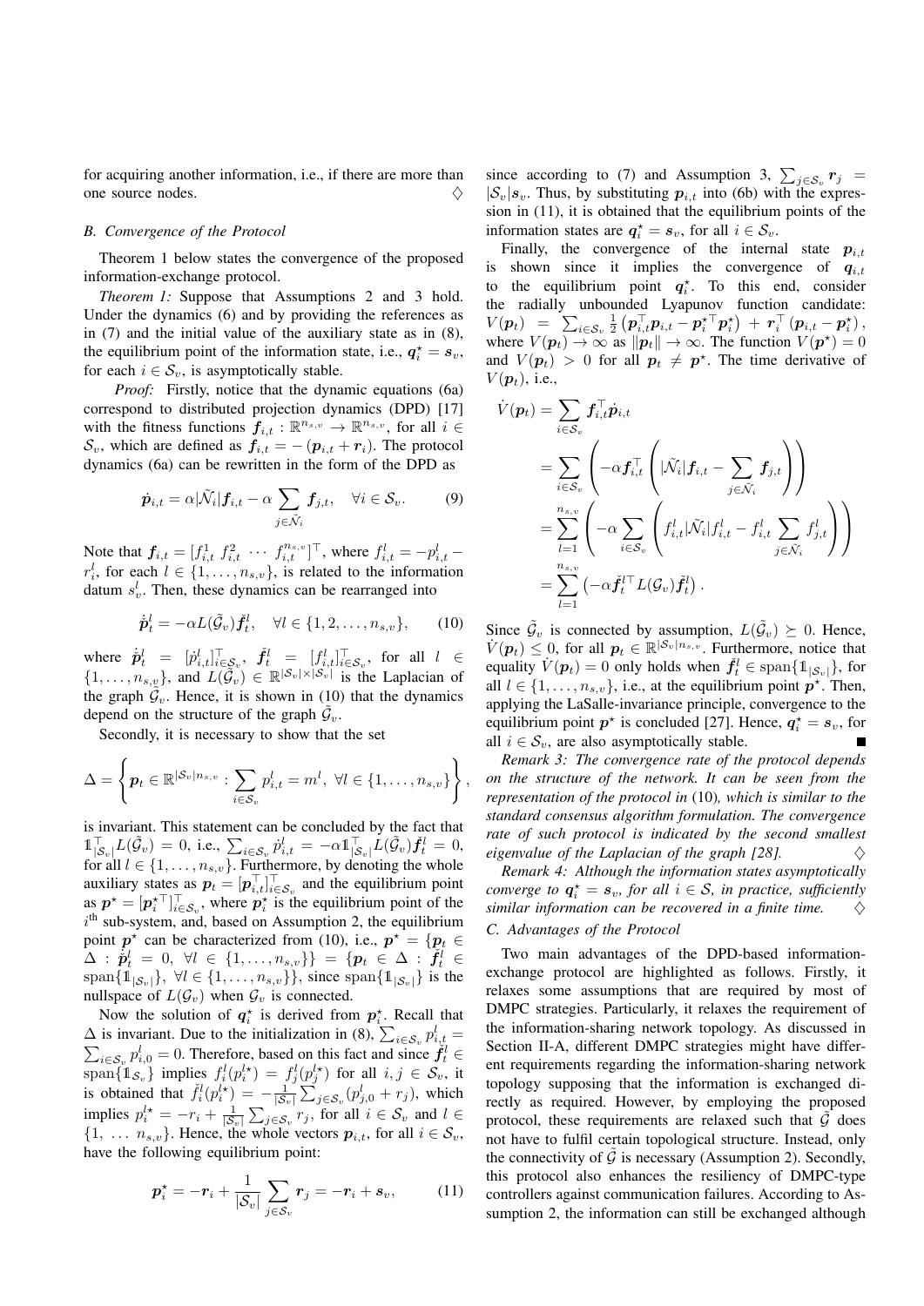for acquiring another information, i.e., if there are more than one source nodes. ♢

### B. Convergence of the Protocol

Theorem 1 below states the convergence of the proposed information-exchange protocol.

*Theorem 1:* Suppose that Assumptions 2 and 3 hold. Under the dynamics (6) and by providing the references as in (7) and the initial value of the auxiliary state as in (8), the equilibrium point of the information state, i.e., $\boldsymbol{q}_i^\star = \boldsymbol{s}_v$, for each $i \in \mathcal{S}_v$, is asymptotically stable.

*Proof:* Firstly, notice that the dynamic equations (6a) correspond to distributed projection dynamics (DPD) [17] with the fitness functions $\boldsymbol{f}_{i,t} : \mathbb{R}^{n_{s,v}} \to \mathbb{R}^{n_{s,v}}$, for all $i \in \mathcal{S}_v$, which are defined as $\boldsymbol{f}_{i,t} = -(\boldsymbol{p}_{i,t} + \boldsymbol{r}_i)$. The protocol dynamics (6a) can be rewritten in the form of the DPD as

$$\dot{\boldsymbol{p}}_{i,t} = \alpha|\tilde{\mathcal{N}}_i|\boldsymbol{f}_{i,t} - \alpha \sum_{j \in \tilde{\mathcal{N}}_i} \boldsymbol{f}_{j,t}, \quad \forall i \in \mathcal{S}_v. \tag{9}$$

Note that $\boldsymbol{f}_{i,t} = [f_{i,t}^1 \; f_{i,t}^2 \; \cdots \; f_{i,t}^{n_{s,v}}]^\top$, where $f_{i,t}^l = -p_{i,t}^l - r_i^l$, for each $l \in \{1, \ldots, n_{s,v}\}$, is related to the information datum $s_v^l$. Then, these dynamics can be rearranged into

$$\dot{\check{\boldsymbol{p}}}_t^l = -\alpha L(\tilde{\mathcal{G}}_v)\check{\boldsymbol{f}}_t^l, \quad \forall l \in \{1, 2, \ldots, n_{s,v}\}, \tag{10}$$

where $\dot{\check{\boldsymbol{p}}}_t^l = [\dot{p}_{i,t}^l]_{i \in \mathcal{S}_v}^\top$, $\check{\boldsymbol{f}}_t^l = [f_{i,t}^l]_{i \in \mathcal{S}_v}^\top$, for all $l \in \{1, \ldots, n_{s,v}\}$, and $L(\tilde{\mathcal{G}}_v) \in \mathbb{R}^{|\mathcal{S}_v| \times |\mathcal{S}_v|}$ is the Laplacian of the graph $\tilde{\mathcal{G}}_v$. Hence, it is shown in (10) that the dynamics depend on the structure of the graph $\tilde{\mathcal{G}}_v$.

Secondly, it is necessary to show that the set

$$\Delta = \left\{ \boldsymbol{p}_t \in \mathbb{R}^{|\mathcal{S}_v| n_{s,v}} : \sum_{i \in \mathcal{S}_v} p_{i,t}^l = m^l, \; \forall l \in \{1, \ldots, n_{s,v}\} \right\},$$

is invariant. This statement can be concluded by the fact that $\mathbb{1}_{|\mathcal{S}_v|}^\top L(\tilde{\mathcal{G}}_v) = 0$, i.e., $\sum_{i \in \mathcal{S}_v} \dot{p}_{i,t}^l = -\alpha \mathbb{1}_{|\mathcal{S}_v|}^\top L(\tilde{\mathcal{G}}_v)\check{\boldsymbol{f}}_t^l = 0$, for all $l \in \{1, \ldots, n_{s,v}\}$. Furthermore, by denoting the whole auxiliary states as $\boldsymbol{p}_t = [\boldsymbol{p}_{i,t}^\top]_{i \in \mathcal{S}_v}^\top$ and the equilibrium point as $\boldsymbol{p}^\star = [\boldsymbol{p}_i^{\star\top}]_{i \in \mathcal{S}_v}^\top$, where $\boldsymbol{p}_i^\star$ is the equilibrium point of the $i^{\text{th}}$ sub-system, and, based on Assumption 2, the equilibrium point $\boldsymbol{p}^\star$ can be characterized from (10), i.e., $\boldsymbol{p}^\star = \{\boldsymbol{p}_t \in \Delta : \dot{\check{\boldsymbol{p}}}_t^l = 0, \; \forall l \in \{1, \ldots, n_{s,v}\}\} = \{\boldsymbol{p}_t \in \Delta : \check{\boldsymbol{f}}_t^l \in \text{span}\{\mathbb{1}_{|\mathcal{S}_v|}\}, \; \forall l \in \{1, \ldots, n_{s,v}\}\}$, since $\text{span}\{\mathbb{1}_{|\mathcal{S}_v|}\}$ is the nullspace of $L(\mathcal{G}_v)$ when $\mathcal{G}_v$ is connected.

Now the solution of $\boldsymbol{q}_i^\star$ is derived from $\boldsymbol{p}_i^\star$. Recall that $\Delta$ is invariant. Due to the initialization in (8), $\sum_{i \in \mathcal{S}_v} p_{i,t}^l = \sum_{i \in \mathcal{S}_v} p_{i,0}^l = 0$. Therefore, based on this fact and since $\check{\boldsymbol{f}}_t^l \in \text{span}\{\mathbb{1}_{\mathcal{S}_v}\}$ implies $f_i^l(p_i^{l\star}) = f_j^l(p_j^{l\star})$ for all $i, j \in \mathcal{S}_v$, it is obtained that $\check{f}_i^l(p_i^{l\star}) = -\frac{1}{|\mathcal{S}_v|}\sum_{j \in \mathcal{S}_v}(p_{j,0}^l + r_j)$, which implies $p_i^{l\star} = -r_i + \frac{1}{|\mathcal{S}_v|}\sum_{j \in \mathcal{S}_v} r_j$, for all $i \in \mathcal{S}_v$ and $l \in \{1, \; \ldots \; n_{s,v}\}$. Hence, the whole vectors $\boldsymbol{p}_{i,t}$, for all $i \in \mathcal{S}_v$, have the following equilibrium point:

$$\boldsymbol{p}_i^\star = -\boldsymbol{r}_i + \frac{1}{|\mathcal{S}_v|}\sum_{j \in \mathcal{S}_v} \boldsymbol{r}_j = -\boldsymbol{r}_i + \boldsymbol{s}_v, \tag{11}$$

since according to (7) and Assumption 3, $\sum_{j \in \mathcal{S}_v} \boldsymbol{r}_j = |\mathcal{S}_v|\boldsymbol{s}_v$. Thus, by substituting $\boldsymbol{p}_{i,t}$ into (6b) with the expression in (11), it is obtained that the equilibrium points of the information states are $\boldsymbol{q}_i^\star = \boldsymbol{s}_v$, for all $i \in \mathcal{S}_v$.

Finally, the convergence of the internal state $\boldsymbol{p}_{i,t}$ is shown since it implies the convergence of $\boldsymbol{q}_{i,t}$ to the equilibrium point $\boldsymbol{q}_i^\star$. To this end, consider the radially unbounded Lyapunov function candidate: $V(\boldsymbol{p}_t) = \sum_{i \in \mathcal{S}_v} \frac{1}{2}\left(\boldsymbol{p}_{i,t}^\top \boldsymbol{p}_{i,t} - \boldsymbol{p}_i^{\star\top}\boldsymbol{p}_i^\star\right) + \boldsymbol{r}_i^\top\left(\boldsymbol{p}_{i,t} - \boldsymbol{p}_i^\star\right)$, where $V(\boldsymbol{p}_t) \to \infty$ as $\|\boldsymbol{p}_t\| \to \infty$. The function $V(\boldsymbol{p}^\star) = 0$ and $V(\boldsymbol{p}_t) > 0$ for all $\boldsymbol{p}_t \neq \boldsymbol{p}^\star$. The time derivative of $V(\boldsymbol{p}_t)$, i.e.,

$$\begin{aligned}
\dot{V}(\boldsymbol{p}_t) &= \sum_{i \in \mathcal{S}_v} \boldsymbol{f}_{i,t}^\top \dot{\boldsymbol{p}}_{i,t} \\
&= \sum_{i \in \mathcal{S}_v} \left( -\alpha \boldsymbol{f}_{i,t}^\top \left( |\tilde{\mathcal{N}}_i|\boldsymbol{f}_{i,t} - \sum_{j \in \tilde{\mathcal{N}}_i} \boldsymbol{f}_{j,t} \right) \right) \\
&= \sum_{l=1}^{n_{s,v}} \left( -\alpha \sum_{i \in \mathcal{S}_v} \left( f_{i,t}^l |\tilde{\mathcal{N}}_i| f_{i,t}^l - f_{i,t}^l \sum_{j \in \tilde{\mathcal{N}}_i} f_{j,t}^l \right) \right) \\
&= \sum_{l=1}^{n_{s,v}} \left( -\alpha \check{\boldsymbol{f}}_t^{l\top} L(\mathcal{G}_v) \check{\boldsymbol{f}}_t^l \right).
\end{aligned}$$

Since $\tilde{\mathcal{G}}_v$ is connected by assumption, $L(\tilde{\mathcal{G}}_v) \succeq 0$. Hence, $\dot{V}(\boldsymbol{p}_t) \leq 0$, for all $\boldsymbol{p}_t \in \mathbb{R}^{|\mathcal{S}_v| n_{s,v}}$. Furthermore, notice that equality $\dot{V}(\boldsymbol{p}_t) = 0$ only holds when $\check{\boldsymbol{f}}_t^l \in \text{span}\{\mathbb{1}_{|\mathcal{S}_v|}\}$, for all $l \in \{1, \ldots, n_{s,v}\}$, i.e., at the equilibrium point $\boldsymbol{p}^\star$. Then, applying the LaSalle-invariance principle, convergence to the equilibrium point $\boldsymbol{p}^\star$ is concluded [27]. Hence, $\boldsymbol{q}_i^\star = \boldsymbol{s}_v$, for all $i \in \mathcal{S}_v$, are also asymptotically stable. ■

*Remark 3: The convergence rate of the protocol depends on the structure of the network. It can be seen from the representation of the protocol in* (10)*, which is similar to the standard consensus algorithm formulation. The convergence rate of such protocol is indicated by the second smallest eigenvalue of the Laplacian of the graph [28].* ♢

*Remark 4: Although the information states asymptotically converge to $\boldsymbol{q}_i^\star = \boldsymbol{s}_v$, for all $i \in \mathcal{S}$, in practice, sufficiently similar information can be recovered in a finite time.* ♢

### C. Advantages of the Protocol

Two main advantages of the DPD-based information-exchange protocol are highlighted as follows. Firstly, it relaxes some assumptions that are required by most of DMPC strategies. Particularly, it relaxes the requirement of the information-sharing network topology. As discussed in Section II-A, different DMPC strategies might have different requirements regarding the information-sharing network topology supposing that the information is exchanged directly as required. However, by employing the proposed protocol, these requirements are relaxed such that $\tilde{\mathcal{G}}$ does not have to fulfil certain topological structure. Instead, only the connectivity of $\tilde{\mathcal{G}}$ is necessary (Assumption 2). Secondly, this protocol also enhances the resiliency of DMPC-type controllers against communication failures. According to Assumption 2, the information can still be exchanged although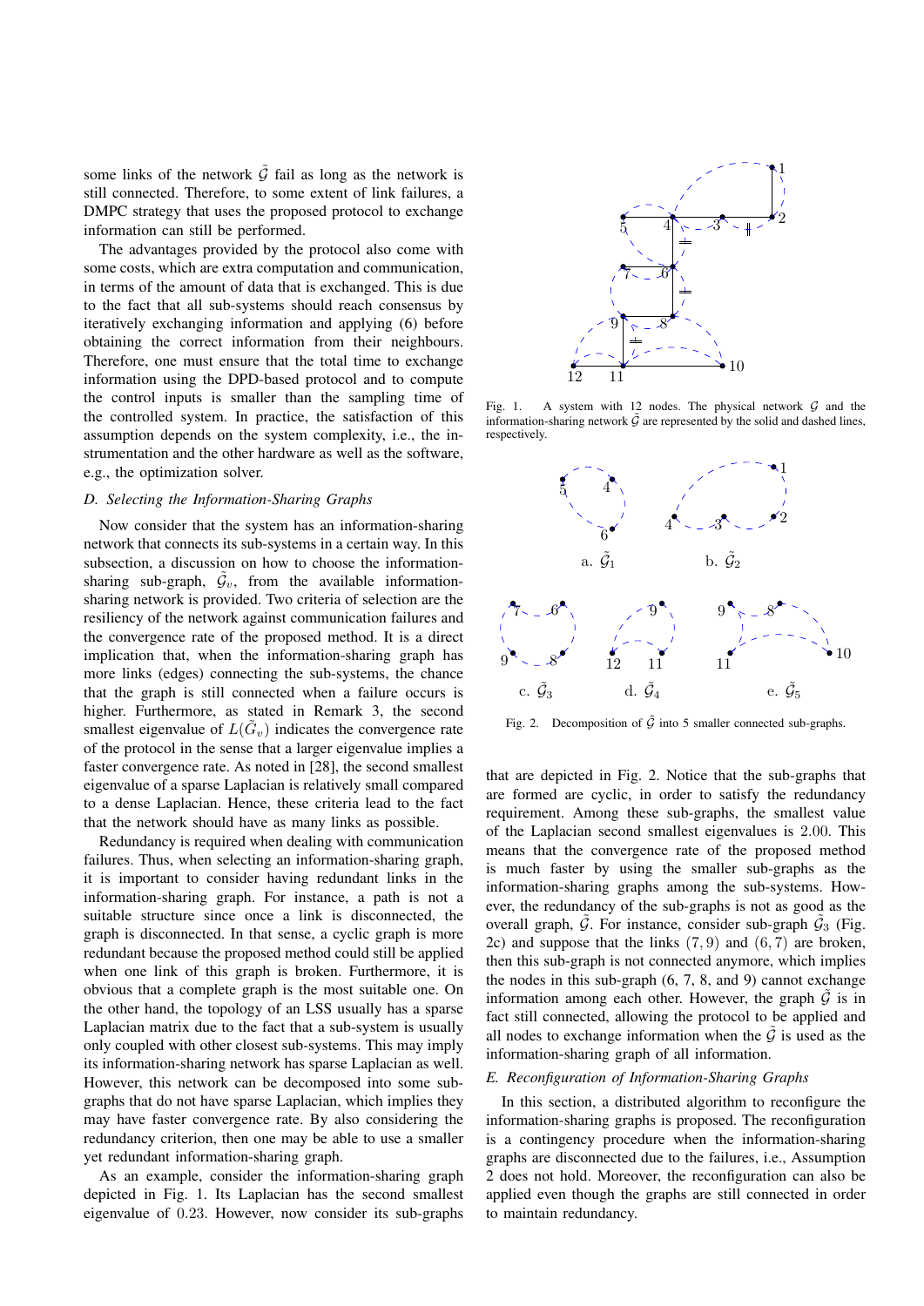some links of the network $\tilde{\mathcal{G}}$ fail as long as the network is still connected. Therefore, to some extent of link failures, a DMPC strategy that uses the proposed protocol to exchange information can still be performed.

The advantages provided by the protocol also come with some costs, which are extra computation and communication, in terms of the amount of data that is exchanged. This is due to the fact that all sub-systems should reach consensus by iteratively exchanging information and applying (6) before obtaining the correct information from their neighbours. Therefore, one must ensure that the total time to exchange information using the DPD-based protocol and to compute the control inputs is smaller than the sampling time of the controlled system. In practice, the satisfaction of this assumption depends on the system complexity, i.e., the instrumentation and the other hardware as well as the software, e.g., the optimization solver.

### *D. Selecting the Information-Sharing Graphs*

Now consider that the system has an information-sharing network that connects its sub-systems in a certain way. In this subsection, a discussion on how to choose the information-sharing sub-graph, $\tilde{\mathcal{G}}_v$, from the available information-sharing network is provided. Two criteria of selection are the resiliency of the network against communication failures and the convergence rate of the proposed method. It is a direct implication that, when the information-sharing graph has more links (edges) connecting the sub-systems, the chance that the graph is still connected when a failure occurs is higher. Furthermore, as stated in Remark 3, the second smallest eigenvalue of $L(\tilde{G}_v)$ indicates the convergence rate of the protocol in the sense that a larger eigenvalue implies a faster convergence rate. As noted in [28], the second smallest eigenvalue of a sparse Laplacian is relatively small compared to a dense Laplacian. Hence, these criteria lead to the fact that the network should have as many links as possible.

Redundancy is required when dealing with communication failures. Thus, when selecting an information-sharing graph, it is important to consider having redundant links in the information-sharing graph. For instance, a path is not a suitable structure since once a link is disconnected, the graph is disconnected. In that sense, a cyclic graph is more redundant because the proposed method could still be applied when one link of this graph is broken. Furthermore, it is obvious that a complete graph is the most suitable one. On the other hand, the topology of an LSS usually has a sparse Laplacian matrix due to the fact that a sub-system is usually only coupled with other closest sub-systems. This may imply its information-sharing network has sparse Laplacian as well. However, this network can be decomposed into some sub-graphs that do not have sparse Laplacian, which implies they may have faster convergence rate. By also considering the redundancy criterion, then one may be able to use a smaller yet redundant information-sharing graph.

As an example, consider the information-sharing graph depicted in Fig. 1. Its Laplacian has the second smallest eigenvalue of $0.23$. However, now consider its sub-graphs that are depicted in Fig. 2. Notice that the sub-graphs that are formed are cyclic, in order to satisfy the redundancy requirement. Among these sub-graphs, the smallest value of the Laplacian second smallest eigenvalues is $2.00$. This means that the convergence rate of the proposed method is much faster by using the smaller sub-graphs as the information-sharing graphs among the sub-systems. However, the redundancy of the sub-graphs is not as good as the overall graph, $\tilde{\mathcal{G}}$. For instance, consider sub-graph $\tilde{\mathcal{G}}_3$ (Fig. 2c) and suppose that the links $(7, 9)$ and $(6, 7)$ are broken, then this sub-graph is not connected anymore, which implies the nodes in this sub-graph (6, 7, 8, and 9) cannot exchange information among each other. However, the graph $\tilde{\mathcal{G}}$ is in fact still connected, allowing the protocol to be applied and all nodes to exchange information when the $\tilde{\mathcal{G}}$ is used as the information-sharing graph of all information.

Fig. 1. A system with 12 nodes. The physical network $\mathcal{G}$ and the information-sharing network $\tilde{\mathcal{G}}$ are represented by the solid and dashed lines, respectively.

Fig. 2. Decomposition of $\tilde{\mathcal{G}}$ into 5 smaller connected sub-graphs.

### *E. Reconfiguration of Information-Sharing Graphs*

In this section, a distributed algorithm to reconfigure the information-sharing graphs is proposed. The reconfiguration is a contingency procedure when the information-sharing graphs are disconnected due to the failures, i.e., Assumption 2 does not hold. Moreover, the reconfiguration can also be applied even though the graphs are still connected in order to maintain redundancy.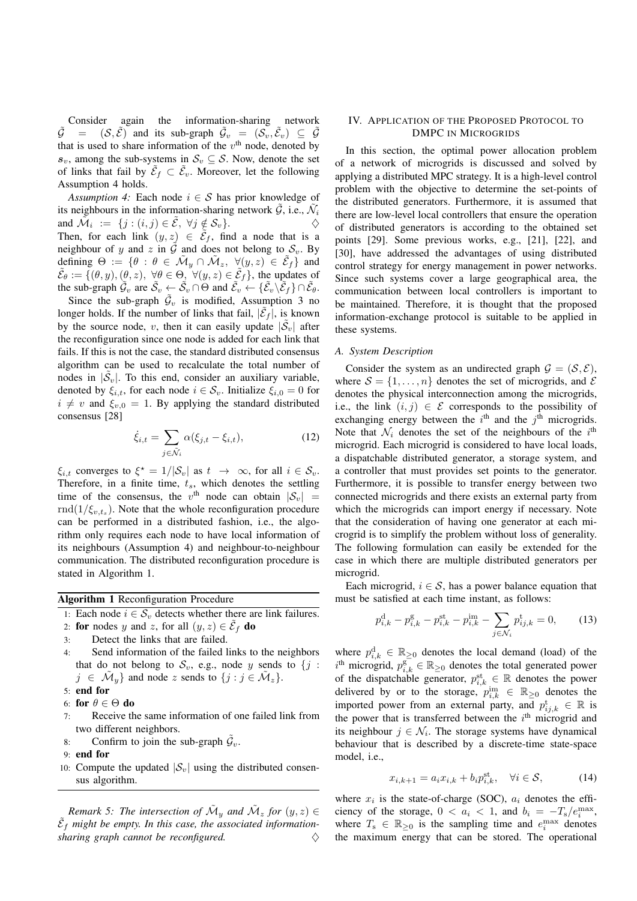Consider again the information-sharing network $\tilde{\mathcal{G}} = (\mathcal{S}, \tilde{\mathcal{E}})$ and its sub-graph $\tilde{\mathcal{G}}_v = (\mathcal{S}_v, \tilde{\mathcal{E}}_v) \subseteq \tilde{\mathcal{G}}$ that is used to share information of the $v^{\text{th}}$ node, denoted by $\boldsymbol{s}_v$, among the sub-systems in $\mathcal{S}_v \subseteq \mathcal{S}$. Now, denote the set of links that fail by $\tilde{\mathcal{E}}_f \subset \tilde{\mathcal{E}}_v$. Moreover, let the following Assumption 4 holds.

*Assumption 4:* Each node $i \in \mathcal{S}$ has prior knowledge of its neighbours in the information-sharing network $\tilde{\mathcal{G}}$, i.e., $\tilde{\mathcal{N}}_i$ and $\tilde{\mathcal{M}}_i := \{j : (i,j) \in \tilde{\mathcal{E}},\ \forall j \notin \mathcal{S}_v\}$. ♢

Then, for each link $(y, z) \in \tilde{\mathcal{E}}_f$, find a node that is a neighbour of $y$ and $z$ in $\tilde{\mathcal{G}}$ and does not belong to $\mathcal{S}_v$. By defining $\Theta := \{\theta : \theta \in \tilde{\mathcal{M}}_y \cap \tilde{\mathcal{M}}_z,\ \forall (y,z) \in \tilde{\mathcal{E}}_f\}$ and $\tilde{\mathcal{E}}_\theta := \{(\theta, y), (\theta, z),\ \forall \theta \in \Theta,\ \forall (y,z) \in \tilde{\mathcal{E}}_f\}$, the updates of the sub-graph $\tilde{\mathcal{G}}_v$ are $\tilde{\mathcal{S}}_v \leftarrow \tilde{\mathcal{S}}_v \cap \Theta$ and $\tilde{\mathcal{E}}_v \leftarrow \{\tilde{\mathcal{E}}_v \backslash \tilde{\mathcal{E}}_f\} \cap \tilde{\mathcal{E}}_\theta$.

Since the sub-graph $\tilde{\mathcal{G}}_v$ is modified, Assumption 3 no longer holds. If the number of links that fail, $|\tilde{\mathcal{E}}_f|$, is known by the source node, $v$, then it can easily update $|\tilde{\mathcal{S}}_v|$ after the reconfiguration since one node is added for each link that fails. If this is not the case, the standard distributed consensus algorithm can be used to recalculate the total number of nodes in $|\tilde{\mathcal{S}}_v|$. To this end, consider an auxiliary variable, denoted by $\xi_{i,t}$, for each node $i \in \mathcal{S}_v$. Initialize $\xi_{i,0} = 0$ for $i \neq v$ and $\xi_{v,0} = 1$. By applying the standard distributed consensus [28]

$$\dot{\xi}_{i,t} = \sum_{j \in \tilde{\mathcal{N}}_i} \alpha(\xi_{j,t} - \xi_{i,t}), \tag{12}$$

$\xi_{i,t}$ converges to $\xi^\star = 1/|\mathcal{S}_v|$ as $t \rightarrow \infty$, for all $i \in \mathcal{S}_v$. Therefore, in a finite time, $t_s$, which denotes the settling time of the consensus, the $v^{\text{th}}$ node can obtain $|\mathcal{S}_v| = \text{rnd}(1/\xi_{v,t_s})$. Note that the whole reconfiguration procedure can be performed in a distributed fashion, i.e., the algorithm only requires each node to have local information of its neighbours (Assumption 4) and neighbour-to-neighbour communication. The distributed reconfiguration procedure is stated in Algorithm 1.

**Algorithm 1** Reconfiguration Procedure

1: Each node $i \in \mathcal{S}_v$ detects whether there are link failures.
2: **for** nodes $y$ and $z$, for all $(y, z) \in \tilde{\mathcal{E}}_f$ **do**
3: Detect the links that are failed.
4: Send information of the failed links to the neighbors that do not belong to $\mathcal{S}_v$, e.g., node $y$ sends to $\{j : j \in \tilde{\mathcal{M}}_y\}$ and node $z$ sends to $\{j : j \in \tilde{\mathcal{M}}_z\}$.
5: **end for**
6: **for** $\theta \in \Theta$ **do**
7: Receive the same information of one failed link from two different neighbors.
8: Confirm to join the sub-graph $\tilde{\mathcal{G}}_v$.
9: **end for**
10: Compute the updated $|\mathcal{S}_v|$ using the distributed consensus algorithm.

*Remark 5: The intersection of $\tilde{\mathcal{M}}_y$ and $\tilde{\mathcal{M}}_z$ for $(y, z) \in \tilde{\mathcal{E}}_f$ might be empty. In this case, the associated information-sharing graph cannot be reconfigured.* ♢

## IV. Application of the Proposed Protocol to DMPC in Microgrids

In this section, the optimal power allocation problem of a network of microgrids is discussed and solved by applying a distributed MPC strategy. It is a high-level control problem with the objective to determine the set-points of the distributed generators. Furthermore, it is assumed that there are low-level local controllers that ensure the operation of distributed generators is according to the obtained set points [29]. Some previous works, e.g., [21], [22], and [30], have addressed the advantages of using distributed control strategy for energy management in power networks. Since such systems cover a large geographical area, the communication between local controllers is important to be maintained. Therefore, it is thought that the proposed information-exchange protocol is suitable to be applied in these systems.

### A. System Description

Consider the system as an undirected graph $\mathcal{G} = (\mathcal{S}, \mathcal{E})$, where $\mathcal{S} = \{1, \ldots, n\}$ denotes the set of microgrids, and $\mathcal{E}$ denotes the physical interconnection among the microgrids, i.e., the link $(i, j) \in \mathcal{E}$ corresponds to the possibility of exchanging energy between the $i^{\text{th}}$ and the $j^{\text{th}}$ microgrids. Note that $\mathcal{N}_i$ denotes the set of the neighbours of the $i^{\text{th}}$ microgrid. Each microgrid is considered to have local loads, a dispatchable distributed generator, a storage system, and a controller that must provides set points to the generator. Furthermore, it is possible to transfer energy between two connected microgrids and there exists an external party from which the microgrids can import energy if necessary. Note that the consideration of having one generator at each microgrid is to simplify the problem without loss of generality. The following formulation can easily be extended for the case in which there are multiple distributed generators per microgrid.

Each microgrid, $i \in \mathcal{S}$, has a power balance equation that must be satisfied at each time instant, as follows:

$$p^{\text{d}}_{i,k} - p^{\text{g}}_{i,k} - p^{\text{st}}_{i,k} - p^{\text{im}}_{i,k} - \sum_{j \in \mathcal{N}_i} p^{\text{t}}_{ij,k} = 0, \tag{13}$$

where $p^{\text{d}}_{i,k} \in \mathbb{R}_{\geq 0}$ denotes the local demand (load) of the $i^{\text{th}}$ microgrid, $p^{\text{g}}_{i,k} \in \mathbb{R}_{\geq 0}$ denotes the total generated power of the dispatchable generator, $p^{\text{st}}_{i,k} \in \mathbb{R}$ denotes the power delivered by or to the storage, $p^{\text{im}}_{i,k} \in \mathbb{R}_{\geq 0}$ denotes the imported power from an external party, and $p^{\text{t}}_{ij,k} \in \mathbb{R}$ is the power that is transferred between the $i^{\text{th}}$ microgrid and its neighbour $j \in \mathcal{N}_i$. The storage systems have dynamical behaviour that is described by a discrete-time state-space model, i.e.,

$$x_{i,k+1} = a_i x_{i,k} + b_i p^{\text{st}}_{i,k}, \quad \forall i \in \mathcal{S}, \tag{14}$$

where $x_i$ is the state-of-charge (SOC), $a_i$ denotes the efficiency of the storage, $0 < a_i < 1$, and $b_i = -T_{\text{s}}/e^{\max}_i$, where $T_{\text{s}} \in \mathbb{R}_{\geq 0}$ is the sampling time and $e^{\max}_i$ denotes the maximum energy that can be stored. The operational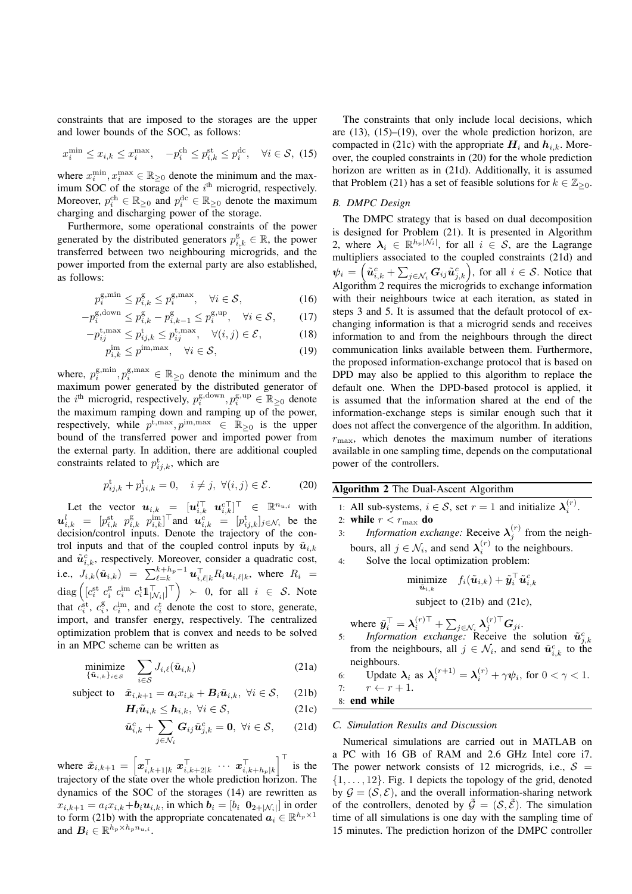constraints that are imposed to the storages are the upper and lower bounds of the SOC, as follows:

$$x_i^{\min} \leq x_{i,k} \leq x_i^{\max}, \quad -p_i^{\mathrm{ch}} \leq p_{i,k}^{\mathrm{st}} \leq p_i^{\mathrm{dc}}, \quad \forall i \in \mathcal{S}, \tag{15}$$

where $x_i^{\min}, x_i^{\max} \in \mathbb{R}_{\geq 0}$ denote the minimum and the maximum SOC of the storage of the $i^{\text{th}}$ microgrid, respectively. Moreover, $p_i^{\mathrm{ch}} \in \mathbb{R}_{\geq 0}$ and $p_i^{\mathrm{dc}} \in \mathbb{R}_{\geq 0}$ denote the maximum charging and discharging power of the storage.

Furthermore, some operational constraints of the power generated by the distributed generators $p_{i,k}^{\mathrm{g}} \in \mathbb{R}$, the power transferred between two neighbouring microgrids, and the power imported from the external party are also established, as follows:

$$p_i^{\mathrm{g,min}} \leq p_{i,k}^{\mathrm{g}} \leq p_i^{\mathrm{g,max}}, \quad \forall i \in \mathcal{S}, \tag{16}$$

$$-p_i^{\mathrm{g,down}} \leq p_{i,k}^{\mathrm{g}} - p_{i,k-1}^{\mathrm{g}} \leq p_i^{\mathrm{g,up}}, \quad \forall i \in \mathcal{S}, \tag{17}$$

$$-p_{ij}^{\mathrm{t,max}} \leq p_{ij,k}^{\mathrm{t}} \leq p_{ij}^{\mathrm{t,max}}, \quad \forall (i,j) \in \mathcal{E}, \tag{18}$$

$$p_{i,k}^{\mathrm{im}} \leq p^{\mathrm{im,max}}, \quad \forall i \in \mathcal{S}, \tag{19}$$

where, $p_i^{\mathrm{g,min}}, p_i^{\mathrm{g,max}} \in \mathbb{R}_{\geq 0}$ denote the minimum and the maximum power generated by the distributed generator of the $i^{\text{th}}$ microgrid, respectively, $p_i^{\mathrm{g,down}}, p_i^{\mathrm{g,up}} \in \mathbb{R}_{\geq 0}$ denote the maximum ramping down and ramping up of the power, respectively, while $p^{\mathrm{t,max}}, p^{\mathrm{im,max}} \in \mathbb{R}_{\geq 0}$ is the upper bound of the transferred power and imported power from the external party. In addition, there are additional coupled constraints related to $p_{ij,k}^{\mathrm{t}}$, which are

$$p_{ij,k}^{\mathrm{t}} + p_{ji,k}^{\mathrm{t}} = 0, \quad i \neq j, \ \forall (i,j) \in \mathcal{E}. \tag{20}$$

Let the vector $\boldsymbol{u}_{i,k} = [\boldsymbol{u}_{i,k}^{l\top} \ \boldsymbol{u}_{i,k}^{c\top}]^\top \in \mathbb{R}^{n_{u,i}}$ with $\boldsymbol{u}_{i,k}^{l} = [p_{i,k}^{\mathrm{st}} \ p_{i,k}^{\mathrm{g}} \ p_{i,k}^{\mathrm{im}}]^\top$ and $\boldsymbol{u}_{i,k}^{c} = [p_{ij,k}^{\mathrm{t}}]_{j \in \mathcal{N}_i}$ be the decision/control inputs. Denote the trajectory of the control inputs and that of the coupled control inputs by $\tilde{\boldsymbol{u}}_{i,k}$ and $\tilde{\boldsymbol{u}}_{i,k}^{c}$, respectively. Moreover, consider a quadratic cost, i.e., $J_{i,k}(\tilde{\boldsymbol{u}}_{i,k}) = \sum_{\ell=k}^{k+h_p-1} \boldsymbol{u}_{i,\ell|k}^\top R_i \boldsymbol{u}_{i,\ell|k}$, where $R_i = \mathrm{diag}\left([c_i^{\mathrm{st}} \ c_i^{\mathrm{g}} \ c_i^{\mathrm{im}} \ c_i^{\mathrm{t}} \mathbb{1}_{|\mathcal{N}_i|}^\top]^\top\right) \succ 0$, for all $i \in \mathcal{S}$. Note that $c_i^{\mathrm{st}}$, $c_i^{\mathrm{g}}$, $c_i^{\mathrm{im}}$, and $c_i^{\mathrm{t}}$ denote the cost to store, generate, import, and transfer energy, respectively. The centralized optimization problem that is convex and needs to be solved in an MPC scheme can be written as

$$\underset{\{\tilde{\boldsymbol{u}}_{i,k}\}_{i \in \mathcal{S}}}{\text{minimize}} \quad \sum_{i \in \mathcal{S}} J_{i,\ell}(\tilde{\boldsymbol{u}}_{i,k}) \tag{21a}$$

$$\text{subject to} \quad \tilde{\boldsymbol{x}}_{i,k+1} = \boldsymbol{a}_i x_{i,k} + \boldsymbol{B}_i \tilde{\boldsymbol{u}}_{i,k}, \ \forall i \in \mathcal{S}, \tag{21b}$$

$$\boldsymbol{H}_i \tilde{\boldsymbol{u}}_{i,k} \leq \boldsymbol{h}_{i,k}, \ \forall i \in \mathcal{S}, \tag{21c}$$

$$\tilde{\boldsymbol{u}}_{i,k}^{c} + \sum_{j \in \mathcal{N}_i} \boldsymbol{G}_{ij} \tilde{\boldsymbol{u}}_{j,k}^{c} = \boldsymbol{0}, \ \forall i \in \mathcal{S}, \tag{21d}$$

where $\tilde{\boldsymbol{x}}_{i,k+1} = \left[\boldsymbol{x}_{i,k+1|k}^\top \ \boldsymbol{x}_{i,k+2|k}^\top \ \cdots \ \boldsymbol{x}_{i,k+h_p|k}^\top\right]^\top$ is the trajectory of the state over the whole prediction horizon. The dynamics of the SOC of the storages (14) are rewritten as $x_{i,k+1} = a_i x_{i,k} + \boldsymbol{b}_i \boldsymbol{u}_{i,k}$, in which $\boldsymbol{b}_i = [b_i \ \ \boldsymbol{0}_{2+|\mathcal{N}_i|}]$ in order to form (21b) with the appropriate concatenated $\boldsymbol{a}_i \in \mathbb{R}^{h_p \times 1}$ and $\boldsymbol{B}_i \in \mathbb{R}^{h_p \times h_p n_{u,i}}$.

The constraints that only include local decisions, which are (13), (15)–(19), over the whole prediction horizon, are compacted in (21c) with the appropriate $\boldsymbol{H}_i$ and $\boldsymbol{h}_{i,k}$. Moreover, the coupled constraints in (20) for the whole prediction horizon are written as in (21d). Additionally, it is assumed that Problem (21) has a set of feasible solutions for $k \in \mathbb{Z}_{\geq 0}$.

### B. DMPC Design

The DMPC strategy that is based on dual decomposition is designed for Problem (21). It is presented in Algorithm 2, where $\boldsymbol{\lambda}_i \in \mathbb{R}^{h_p |\mathcal{N}_i|}$, for all $i \in \mathcal{S}$, are the Lagrange multipliers associated to the coupled constraints (21d) and $\boldsymbol{\psi}_i = \left(\tilde{\boldsymbol{u}}_{i,k}^{c} + \sum_{j \in \mathcal{N}_i} \boldsymbol{G}_{ij} \tilde{\boldsymbol{u}}_{j,k}^{c}\right)$, for all $i \in \mathcal{S}$. Notice that Algorithm 2 requires the microgrids to exchange information with their neighbours twice at each iteration, as stated in steps 3 and 5. It is assumed that the default protocol of exchanging information is that a microgrid sends and receives information to and from the neighbours through the direct communication links available between them. Furthermore, the proposed information-exchange protocol that is based on DPD may also be applied to this algorithm to replace the default one. When the DPD-based protocol is applied, it is assumed that the information shared at the end of the information-exchange steps is similar enough such that it does not affect the convergence of the algorithm. In addition, $r_{\max}$, which denotes the maximum number of iterations available in one sampling time, depends on the computational power of the controllers.

---

**Algorithm 2** The Dual-Ascent Algorithm

1: All sub-systems, $i \in \mathcal{S}$, set $r = 1$ and initialize $\boldsymbol{\lambda}_i^{(r)}$.
2: **while** $r < r_{\max}$ **do**
3: &nbsp;&nbsp;&nbsp; *Information exchange:* Receive $\boldsymbol{\lambda}_j^{(r)}$ from the neighbours, all $j \in \mathcal{N}_i$, and send $\boldsymbol{\lambda}_i^{(r)}$ to the neighbours.
4: &nbsp;&nbsp;&nbsp; Solve the local optimization problem:

$$\underset{\tilde{\boldsymbol{u}}_{i,k}}{\text{minimize}} \quad f_i(\tilde{\boldsymbol{u}}_{i,k}) + \tilde{\boldsymbol{y}}_i^\top \tilde{\boldsymbol{u}}_{i,k}^{c}$$

$$\text{subject to (21b) and (21c),}$$

&nbsp;&nbsp;&nbsp; where $\tilde{\boldsymbol{y}}_i^\top = \boldsymbol{\lambda}_i^{(r)\top} + \sum_{j \in \mathcal{N}_i} \boldsymbol{\lambda}_j^{(r)\top} \boldsymbol{G}_{ji}$.
5: &nbsp;&nbsp;&nbsp; *Information exchange:* Receive the solution $\tilde{\boldsymbol{u}}_{j,k}^{c}$ from the neighbours, all $j \in \mathcal{N}_i$, and send $\tilde{\boldsymbol{u}}_{i,k}^{c}$ to the neighbours.
6: &nbsp;&nbsp;&nbsp; Update $\boldsymbol{\lambda}_i$ as $\boldsymbol{\lambda}_i^{(r+1)} = \boldsymbol{\lambda}_i^{(r)} + \gamma \boldsymbol{\psi}_i$, for $0 < \gamma < 1$.
7: &nbsp;&nbsp;&nbsp; $r \leftarrow r + 1$.
8: **end while**

---

### C. Simulation Results and Discussion

Numerical simulations are carried out in MATLAB on a PC with 16 GB of RAM and 2.6 GHz Intel core i7. The power network consists of 12 microgrids, i.e., $\mathcal{S} = \{1, \ldots, 12\}$. Fig. 1 depicts the topology of the grid, denoted by $\mathcal{G} = (\mathcal{S}, \mathcal{E})$, and the overall information-sharing network of the controllers, denoted by $\tilde{\mathcal{G}} = (\mathcal{S}, \tilde{\mathcal{E}})$. The simulation time of all simulations is one day with the sampling time of 15 minutes. The prediction horizon of the DMPC controller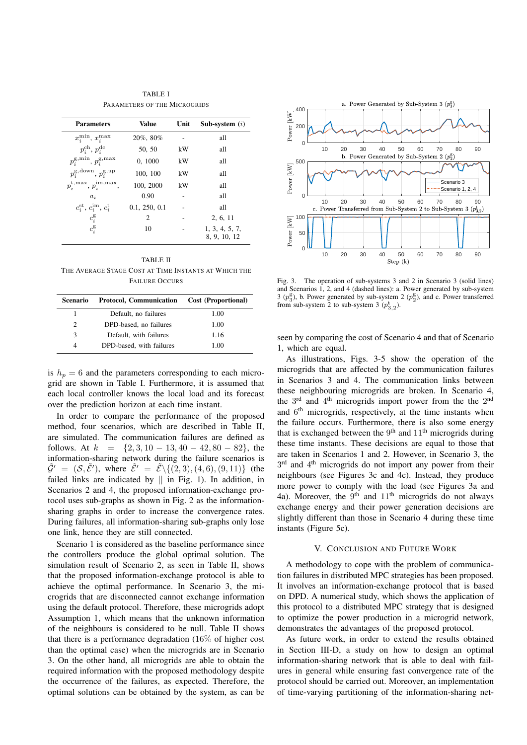TABLE I

PARAMETERS OF THE MICROGRIDS

| Parameters | Value | Unit | Sub-system ($i$) |
|---|---|---|---|
| $x_i^{\min}$, $x_i^{\max}$ | 20%, 80% | - | all |
| $p_i^{\text{ch}}$, $p_i^{\text{dc}}$ | 50, 50 | kW | all |
| $p_i^{\text{g,min}}$, $p_i^{\text{g,max}}$ | 0, 1000 | kW | all |
| $p_i^{\text{g,down}}$, $p_i^{\text{g,up}}$ | 100, 100 | kW | all |
| $p_i^{\text{t,max}}$, $p_i^{\text{im,max}}$, | 100, 2000 | kW | all |
| $a_i$ | 0.90 | - | all |
| $c_i^{\text{st}}$, $c_i^{\text{im}}$, $c_i^{\text{t}}$ | 0.1, 250, 0.1 | - | all |
| $c_i^{\text{g}}$ | 2 | - | 2, 6, 11 |
| $c_i^{\text{g}}$ | 10 | - | 1, 3, 4, 5, 7, 8, 9, 10, 12 |

TABLE II

THE AVERAGE STAGE COST AT TIME INSTANTS AT WHICH THE FAILURE OCCURS

| Scenario | Protocol, Communication | Cost (Proportional) |
|---|---|---|
| 1 | Default, no failures | 1.00 |
| 2 | DPD-based, no failures | 1.00 |
| 3 | Default, with failures | 1.16 |
| 4 | DPD-based, with failures | 1.00 |

is $h_p = 6$ and the parameters corresponding to each microgrid are shown in Table I. Furthermore, it is assumed that each local controller knows the local load and its forecast over the prediction horizon at each time instant.

In order to compare the performance of the proposed method, four scenarios, which are described in Table II, are simulated. The communication failures are defined as follows. At $k = \{2, 3, 10-13, 40-42, 80-82\}$, the information-sharing network during the failure scenarios is $\tilde{\mathcal{G}}' = (\mathcal{S}, \tilde{\mathcal{E}}')$, where $\tilde{\mathcal{E}}' = \tilde{\mathcal{E}} \backslash \{(2,3),(4,6),(9,11)\}$ (the failed links are indicated by $||$ in Fig. 1). In addition, in Scenarios 2 and 4, the proposed information-exchange protocol uses sub-graphs as shown in Fig. 2 as the information-sharing graphs in order to increase the convergence rates. During failures, all information-sharing sub-graphs only lose one link, hence they are still connected.

Scenario 1 is considered as the baseline performance since the controllers produce the global optimal solution. The simulation result of Scenario 2, as seen in Table II, shows that the proposed information-exchange protocol is able to achieve the optimal performance. In Scenario 3, the microgrids that are disconnected cannot exchange information using the default protocol. Therefore, these microgrids adopt Assumption 1, which means that the unknown information of the neighbours is considered to be null. Table II shows that there is a performance degradation (16% of higher cost than the optimal case) when the microgrids are in Scenario 3. On the other hand, all microgrids are able to obtain the required information with the proposed methodology despite the occurrence of the failures, as expected. Therefore, the optimal solutions can be obtained by the system, as can be seen by comparing the cost of Scenario 4 and that of Scenario 1, which are equal.

Fig. 3. The operation of sub-systems 3 and 2 in Scenario 3 (solid lines) and Scenarios 1, 2, and 4 (dashed lines): a. Power generated by sub-system 3 ($p_3^{\text{g}}$), b. Power generated by sub-system 2 ($p_2^{\text{g}}$), and c. Power transferred from sub-system 2 to sub-system 3 ($p_{3,2}^{\text{t}}$).

As illustrations, Figs. 3-5 show the operation of the microgrids that are affected by the communication failures in Scenarios 3 and 4. The communication links between these neighbouring microgrids are broken. In Scenario 4, the 3rd and 4th microgrids import power from the the 2nd and 6th microgrids, respectively, at the time instants when the failure occurs. Furthermore, there is also some energy that is exchanged between the 9th and 11th microgrids during these time instants. These decisions are equal to those that are taken in Scenarios 1 and 2. However, in Scenario 3, the 3rd and 4th microgrids do not import any power from their neighbours (see Figures 3c and 4c). Instead, they produce more power to comply with the load (see Figures 3a and 4a). Moreover, the 9th and 11th microgrids do not always exchange energy and their power generation decisions are slightly different than those in Scenario 4 during these time instants (Figure 5c).

## V. CONCLUSION AND FUTURE WORK

A methodology to cope with the problem of communication failures in distributed MPC strategies has been proposed. It involves an information-exchange protocol that is based on DPD. A numerical study, which shows the application of this protocol to a distributed MPC strategy that is designed to optimize the power production in a microgrid network, demonstrates the advantages of the proposed protocol.

As future work, in order to extend the results obtained in Section III-D, a study on how to design an optimal information-sharing network that is able to deal with failures in general while ensuring fast convergence rate of the protocol should be carried out. Moreover, an implementation of time-varying partitioning of the information-sharing net-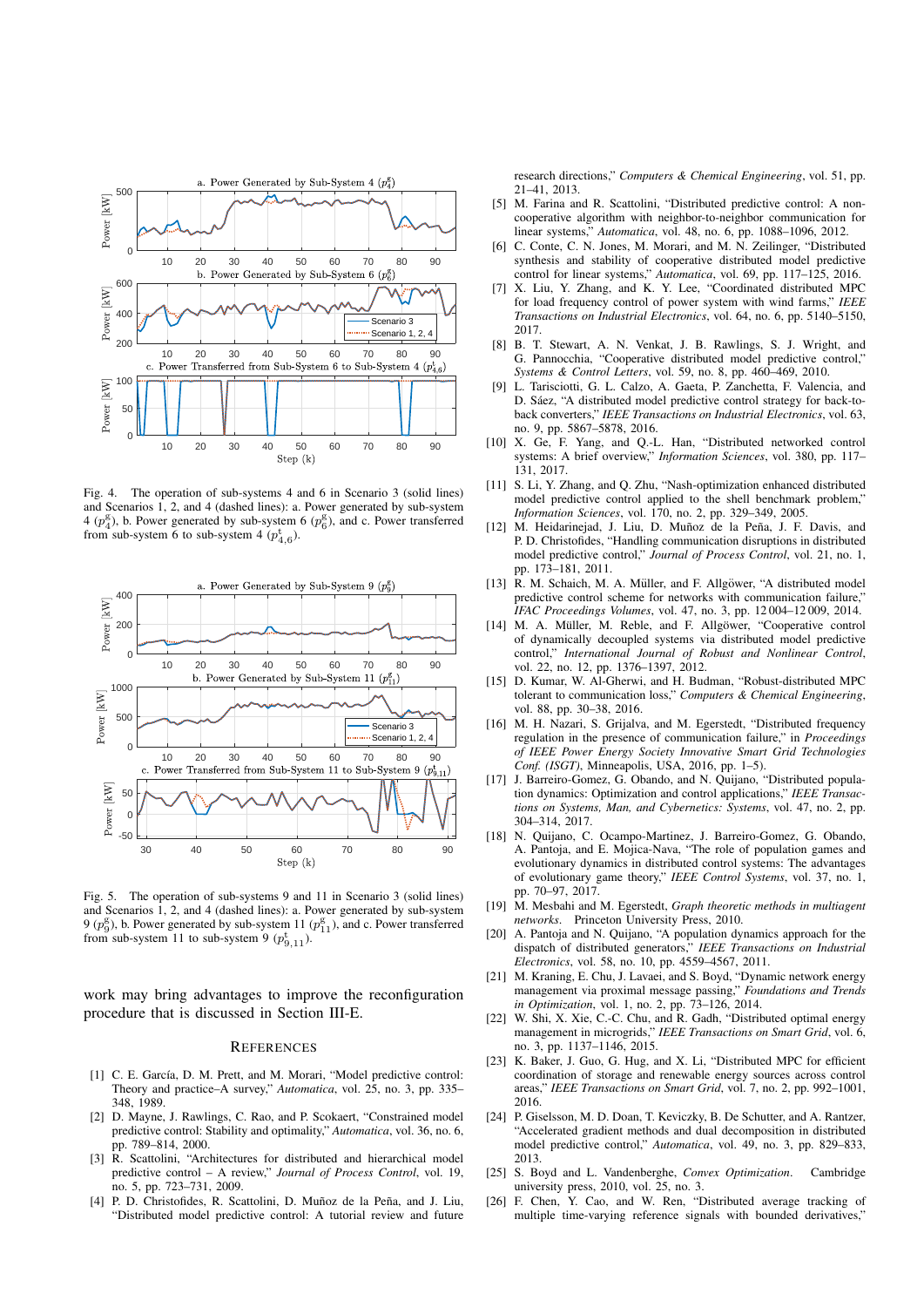Fig. 4. The operation of sub-systems 4 and 6 in Scenario 3 (solid lines) and Scenarios 1, 2, and 4 (dashed lines): a. Power generated by sub-system 4 ($p^{\rm g}_4$), b. Power generated by sub-system 6 ($p^{\rm g}_6$), and c. Power transferred from sub-system 6 to sub-system 4 ($p^{\rm t}_{4,6}$).

Fig. 5. The operation of sub-systems 9 and 11 in Scenario 3 (solid lines) and Scenarios 1, 2, and 4 (dashed lines): a. Power generated by sub-system 9 ($p^{\rm g}_9$), b. Power generated by sub-system 11 ($p^{\rm g}_{11}$), and c. Power transferred from sub-system 11 to sub-system 9 ($p^{\rm t}_{9,11}$).

work may bring advantages to improve the reconfiguration procedure that is discussed in Section III-E.

## References

[1] C. E. García, D. M. Prett, and M. Morari, "Model predictive control: Theory and practice–A survey," *Automatica*, vol. 25, no. 3, pp. 335–348, 1989.

[2] D. Mayne, J. Rawlings, C. Rao, and P. Scokaert, "Constrained model predictive control: Stability and optimality," *Automatica*, vol. 36, no. 6, pp. 789–814, 2000.

[3] R. Scattolini, "Architectures for distributed and hierarchical model predictive control – A review," *Journal of Process Control*, vol. 19, no. 5, pp. 723–731, 2009.

[4] P. D. Christofides, R. Scattolini, D. Muñoz de la Peña, and J. Liu, "Distributed model predictive control: A tutorial review and future research directions," *Computers & Chemical Engineering*, vol. 51, pp. 21–41, 2013.

[5] M. Farina and R. Scattolini, "Distributed predictive control: A non-cooperative algorithm with neighbor-to-neighbor communication for linear systems," *Automatica*, vol. 48, no. 6, pp. 1088–1096, 2012.

[6] C. Conte, C. N. Jones, M. Morari, and M. N. Zeilinger, "Distributed synthesis and stability of cooperative distributed model predictive control for linear systems," *Automatica*, vol. 69, pp. 117–125, 2016.

[7] X. Liu, Y. Zhang, and K. Y. Lee, "Coordinated distributed MPC for load frequency control of power system with wind farms," *IEEE Transactions on Industrial Electronics*, vol. 64, no. 6, pp. 5140–5150, 2017.

[8] B. T. Stewart, A. N. Venkat, J. B. Rawlings, S. J. Wright, and G. Pannocchia, "Cooperative distributed model predictive control," *Systems & Control Letters*, vol. 59, no. 8, pp. 460–469, 2010.

[9] L. Tarisciotti, G. L. Calzo, A. Gaeta, P. Zanchetta, F. Valencia, and D. Sáez, "A distributed model predictive control strategy for back-to-back converters," *IEEE Transactions on Industrial Electronics*, vol. 63, no. 9, pp. 5867–5878, 2016.

[10] X. Ge, F. Yang, and Q.-L. Han, "Distributed networked control systems: A brief overview," *Information Sciences*, vol. 380, pp. 117–131, 2017.

[11] S. Li, Y. Zhang, and Q. Zhu, "Nash-optimization enhanced distributed model predictive control applied to the shell benchmark problem," *Information Sciences*, vol. 170, no. 2, pp. 329–349, 2005.

[12] M. Heidarinejad, J. Liu, D. Muñoz de la Peña, J. F. Davis, and P. D. Christofides, "Handling communication disruptions in distributed model predictive control," *Journal of Process Control*, vol. 21, no. 1, pp. 173–181, 2011.

[13] R. M. Schaich, M. A. Müller, and F. Allgöwer, "A distributed model predictive control scheme for networks with communication failure," *IFAC Proceedings Volumes*, vol. 47, no. 3, pp. 12 004–12 009, 2014.

[14] M. A. Müller, M. Reble, and F. Allgöwer, "Cooperative control of dynamically decoupled systems via distributed model predictive control," *International Journal of Robust and Nonlinear Control*, vol. 22, no. 12, pp. 1376–1397, 2012.

[15] D. Kumar, W. Al-Gherwi, and H. Budman, "Robust-distributed MPC tolerant to communication loss," *Computers & Chemical Engineering*, vol. 88, pp. 30–38, 2016.

[16] M. H. Nazari, S. Grijalva, and M. Egerstedt, "Distributed frequency regulation in the presence of communication failure," in *Proceedings of IEEE Power Energy Society Innovative Smart Grid Technologies Conf. (ISGT)*, Minneapolis, USA, 2016, pp. 1–5).

[17] J. Barreiro-Gomez, G. Obando, and N. Quijano, "Distributed population dynamics: Optimization and control applications," *IEEE Transactions on Systems, Man, and Cybernetics: Systems*, vol. 47, no. 2, pp. 304–314, 2017.

[18] N. Quijano, C. Ocampo-Martinez, J. Barreiro-Gomez, G. Obando, A. Pantoja, and E. Mojica-Nava, "The role of population games and evolutionary dynamics in distributed control systems: The advantages of evolutionary game theory," *IEEE Control Systems*, vol. 37, no. 1, pp. 70–97, 2017.

[19] M. Mesbahi and M. Egerstedt, *Graph theoretic methods in multiagent networks*. Princeton University Press, 2010.

[20] A. Pantoja and N. Quijano, "A population dynamics approach for the dispatch of distributed generators," *IEEE Transactions on Industrial Electronics*, vol. 58, no. 10, pp. 4559–4567, 2011.

[21] M. Kraning, E. Chu, J. Lavaei, and S. Boyd, "Dynamic network energy management via proximal message passing," *Foundations and Trends in Optimization*, vol. 1, no. 2, pp. 73–126, 2014.

[22] W. Shi, X. Xie, C.-C. Chu, and R. Gadh, "Distributed optimal energy management in microgrids," *IEEE Transactions on Smart Grid*, vol. 6, no. 3, pp. 1137–1146, 2015.

[23] K. Baker, J. Guo, G. Hug, and X. Li, "Distributed MPC for efficient coordination of storage and renewable energy sources across control areas," *IEEE Transactions on Smart Grid*, vol. 7, no. 2, pp. 992–1001, 2016.

[24] P. Giselsson, M. D. Doan, T. Keviczky, B. De Schutter, and A. Rantzer, "Accelerated gradient methods and dual decomposition in distributed model predictive control," *Automatica*, vol. 49, no. 3, pp. 829–833, 2013.

[25] S. Boyd and L. Vandenberghe, *Convex Optimization*. Cambridge university press, 2010, vol. 25, no. 3.

[26] F. Chen, Y. Cao, and W. Ren, "Distributed average tracking of multiple time-varying reference signals with bounded derivatives,"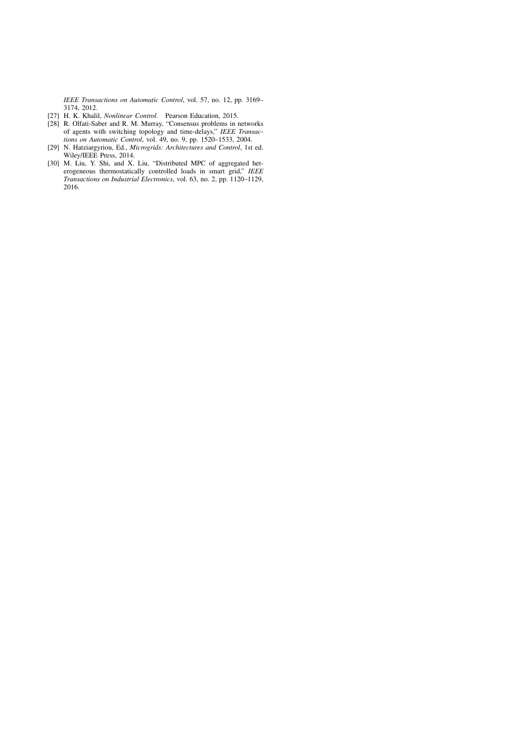*IEEE Transactions on Automatic Control*, vol. 57, no. 12, pp. 3169–3174, 2012.

[27] H. K. Khalil, *Nonlinear Control*. Pearson Education, 2015.

[28] R. Olfati-Saber and R. M. Murray, "Consensus problems in networks of agents with switching topology and time-delays," *IEEE Transactions on Automatic Control*, vol. 49, no. 9, pp. 1520–1533, 2004.

[29] N. Hatziargyriou, Ed., *Microgrids: Architectures and Control*, 1st ed. Wiley/IEEE Press, 2014.

[30] M. Liu, Y. Shi, and X. Liu, "Distributed MPC of aggregated heterogeneous thermostatically controlled loads in smart grid," *IEEE Transactions on Industrial Electronics*, vol. 63, no. 2, pp. 1120–1129, 2016.